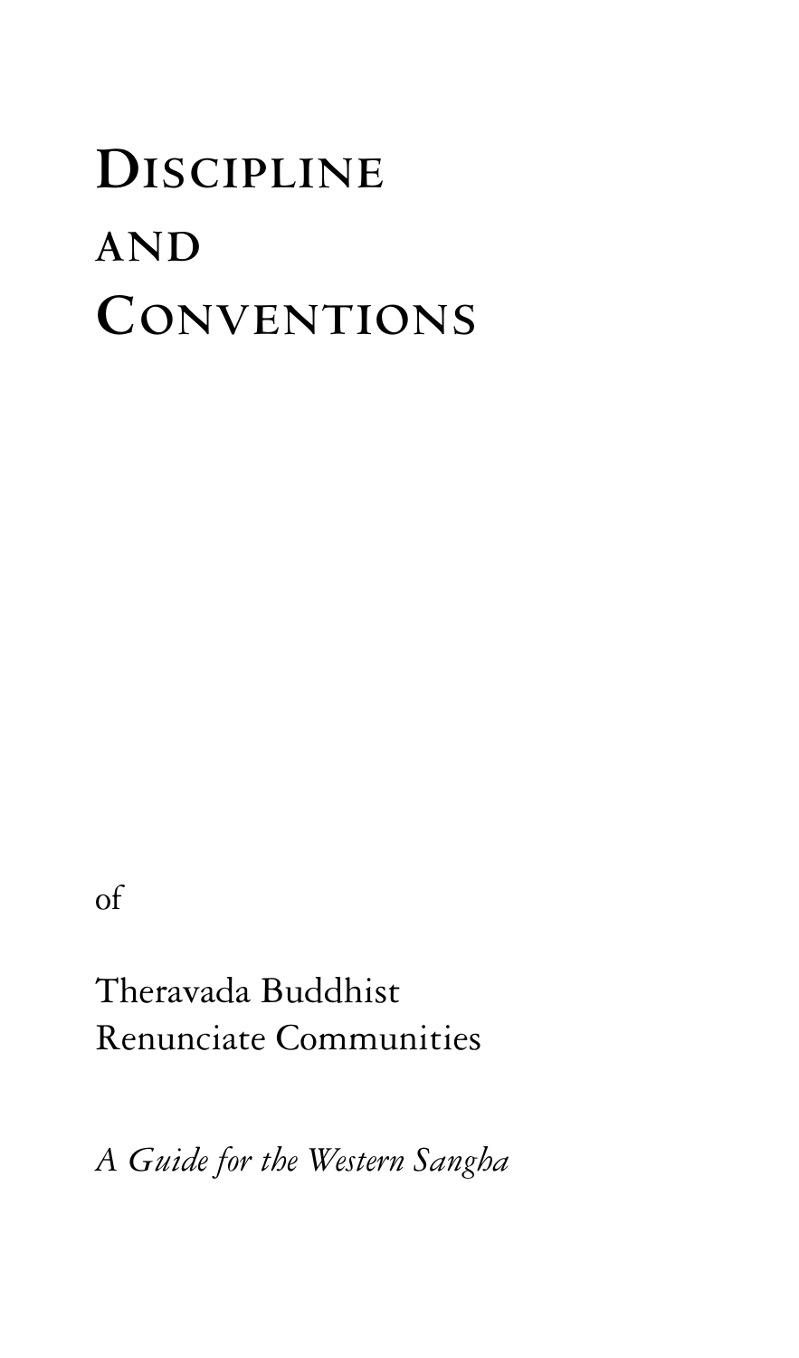# Discipline and Conventions

of

Theravada Buddhist
Renunciate Communities

*A Guide for the Western Sangha*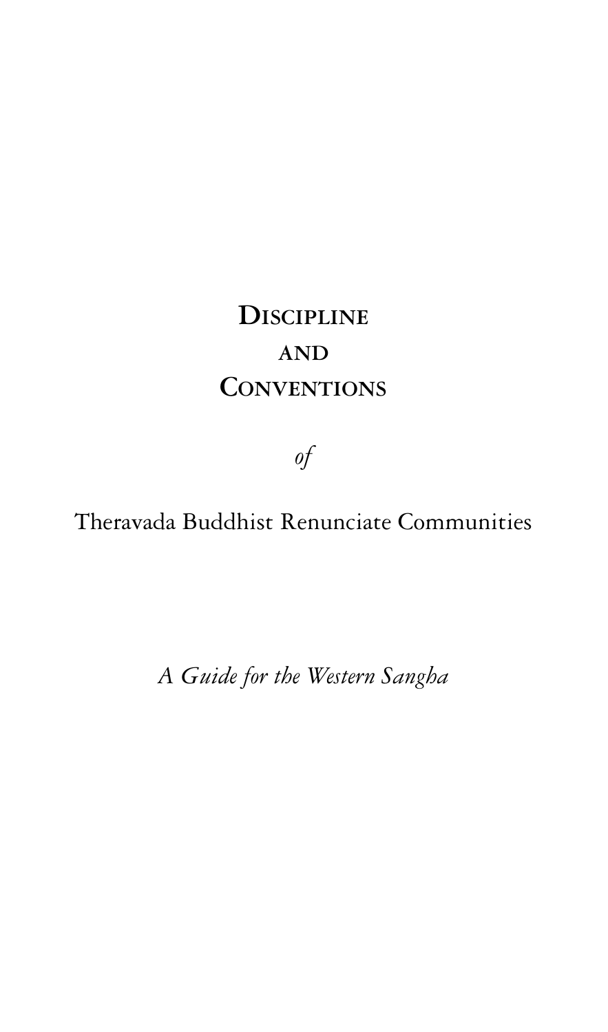# Discipline and Conventions

*of*

Theravada Buddhist Renunciate Communities

*A Guide for the Western Sangha*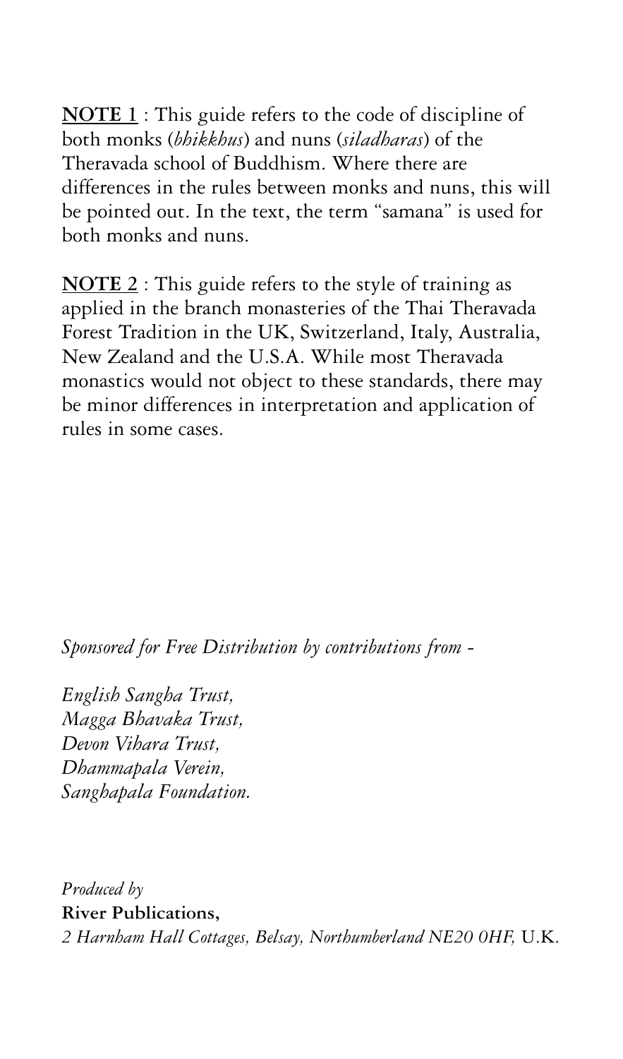**<u>NOTE 1</u>** : This guide refers to the code of discipline of both monks (*bhikkhus*) and nuns (*siladharas*) of the Theravada school of Buddhism. Where there are differences in the rules between monks and nuns, this will be pointed out. In the text, the term "samana" is used for both monks and nuns.

**<u>NOTE 2</u>** : This guide refers to the style of training as applied in the branch monasteries of the Thai Theravada Forest Tradition in the UK, Switzerland, Italy, Australia, New Zealand and the U.S.A. While most Theravada monastics would not object to these standards, there may be minor differences in interpretation and application of rules in some cases.

*Sponsored for Free Distribution by contributions from -*

*English Sangha Trust,*
*Magga Bhavaka Trust,*
*Devon Vihara Trust,*
*Dhammapala Verein,*
*Sanghapala Foundation.*

*Produced by*
**River Publications,**
*2 Harnham Hall Cottages, Belsay, Northumberland NE20 0HF,* U.K.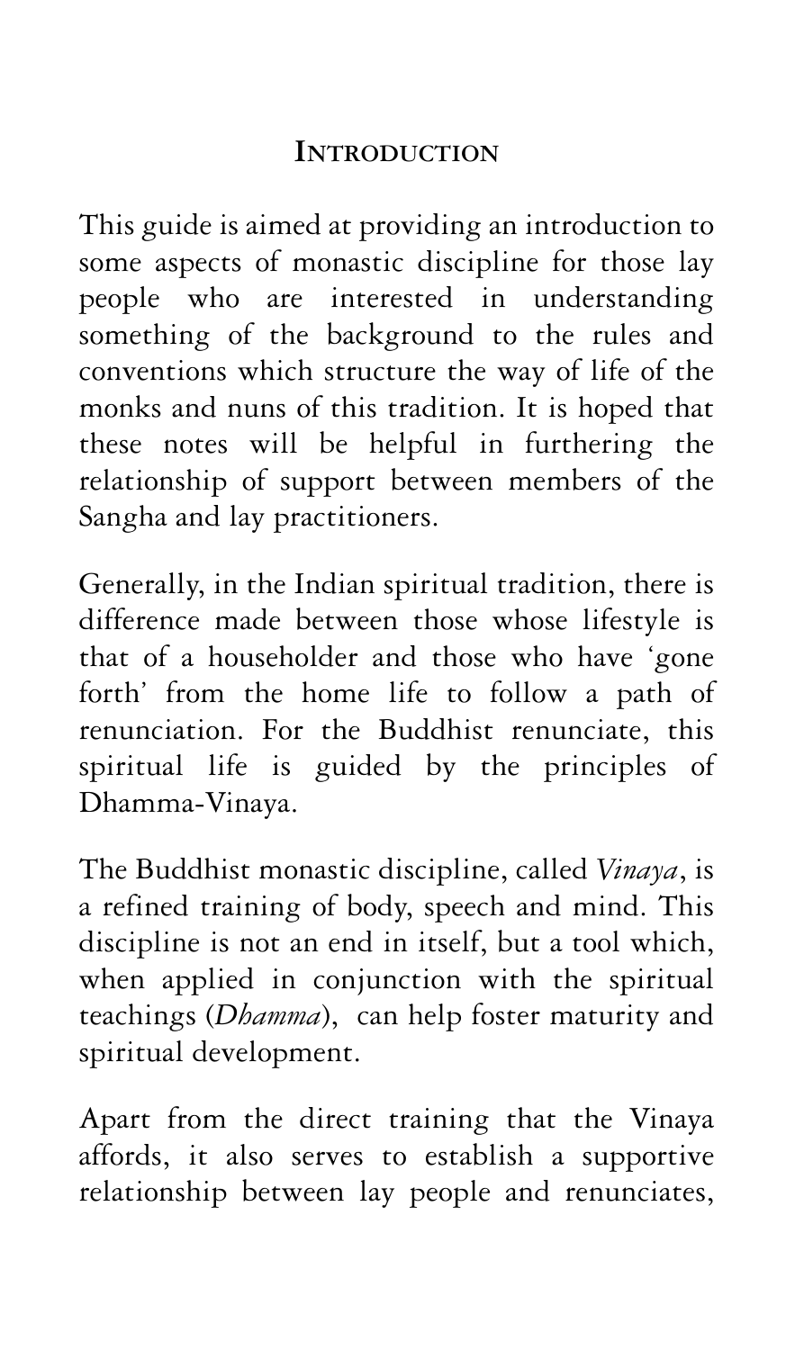# Introduction

This guide is aimed at providing an introduction to some aspects of monastic discipline for those lay people who are interested in understanding something of the background to the rules and conventions which structure the way of life of the monks and nuns of this tradition. It is hoped that these notes will be helpful in furthering the relationship of support between members of the Sangha and lay practitioners.

Generally, in the Indian spiritual tradition, there is difference made between those whose lifestyle is that of a householder and those who have 'gone forth' from the home life to follow a path of renunciation. For the Buddhist renunciate, this spiritual life is guided by the principles of Dhamma-Vinaya.

The Buddhist monastic discipline, called *Vinaya*, is a refined training of body, speech and mind. This discipline is not an end in itself, but a tool which, when applied in conjunction with the spiritual teachings (*Dhamma*), can help foster maturity and spiritual development.

Apart from the direct training that the Vinaya affords, it also serves to establish a supportive relationship between lay people and renunciates,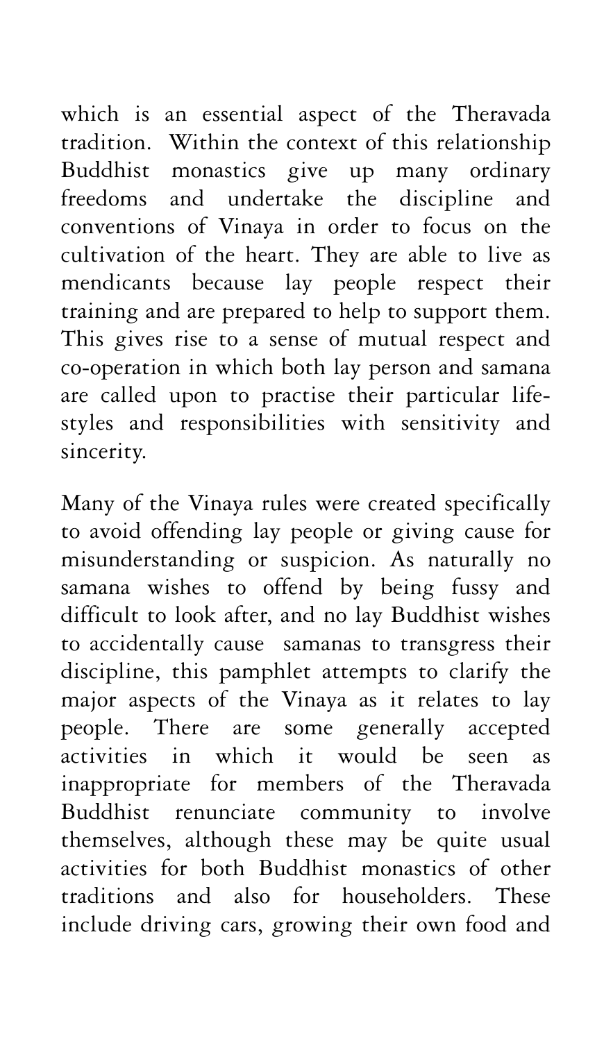which is an essential aspect of the Theravada tradition. Within the context of this relationship Buddhist monastics give up many ordinary freedoms and undertake the discipline and conventions of Vinaya in order to focus on the cultivation of the heart. They are able to live as mendicants because lay people respect their training and are prepared to help to support them. This gives rise to a sense of mutual respect and co-operation in which both lay person and samana are called upon to practise their particular life-styles and responsibilities with sensitivity and sincerity.

Many of the Vinaya rules were created specifically to avoid offending lay people or giving cause for misunderstanding or suspicion. As naturally no samana wishes to offend by being fussy and difficult to look after, and no lay Buddhist wishes to accidentally cause samanas to transgress their discipline, this pamphlet attempts to clarify the major aspects of the Vinaya as it relates to lay people. There are some generally accepted activities in which it would be seen as inappropriate for members of the Theravada Buddhist renunciate community to involve themselves, although these may be quite usual activities for both Buddhist monastics of other traditions and also for householders. These include driving cars, growing their own food and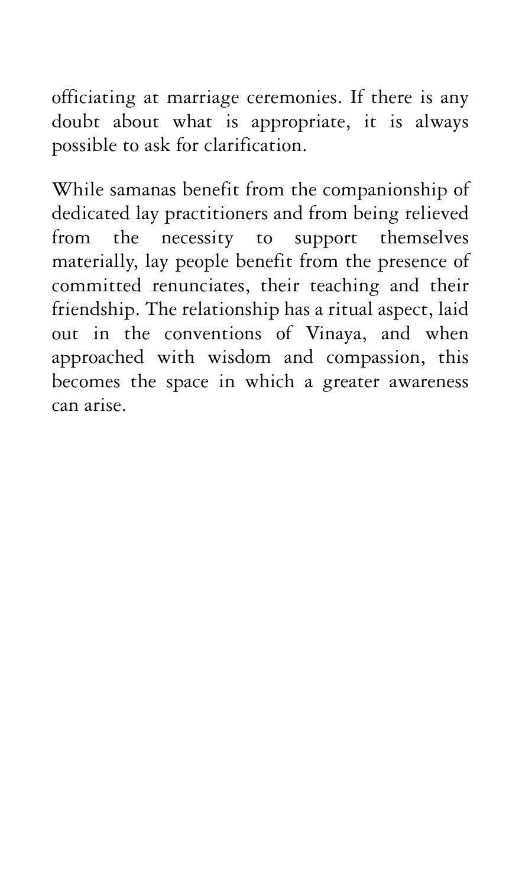officiating at marriage ceremonies. If there is any doubt about what is appropriate, it is always possible to ask for clarification.

While samanas benefit from the companionship of dedicated lay practitioners and from being relieved from the necessity to support themselves materially, lay people benefit from the presence of committed renunciates, their teaching and their friendship. The relationship has a ritual aspect, laid out in the conventions of Vinaya, and when approached with wisdom and compassion, this becomes the space in which a greater awareness can arise.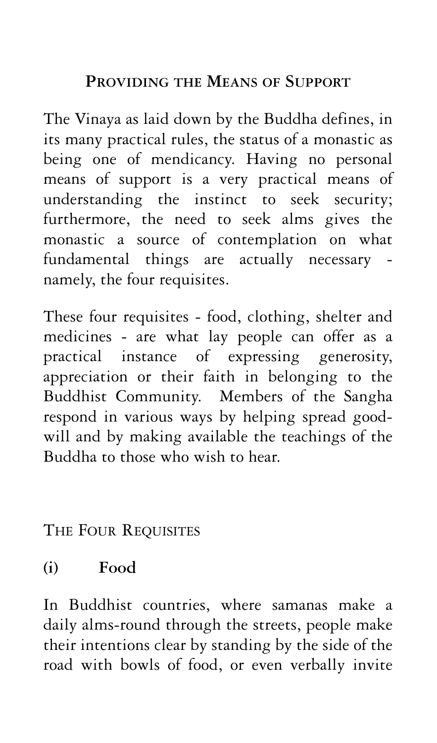## Providing the Means of Support

The Vinaya as laid down by the Buddha defines, in its many practical rules, the status of a monastic as being one of mendicancy. Having no personal means of support is a very practical means of understanding the instinct to seek security; furthermore, the need to seek alms gives the monastic a source of contemplation on what fundamental things are actually necessary - namely, the four requisites.

These four requisites - food, clothing, shelter and medicines - are what lay people can offer as a practical instance of expressing generosity, appreciation or their faith in belonging to the Buddhist Community. Members of the Sangha respond in various ways by helping spread good-will and by making available the teachings of the Buddha to those who wish to hear.

### The Four Requisites

**(i) Food**

In Buddhist countries, where samanas make a daily alms-round through the streets, people make their intentions clear by standing by the side of the road with bowls of food, or even verbally invite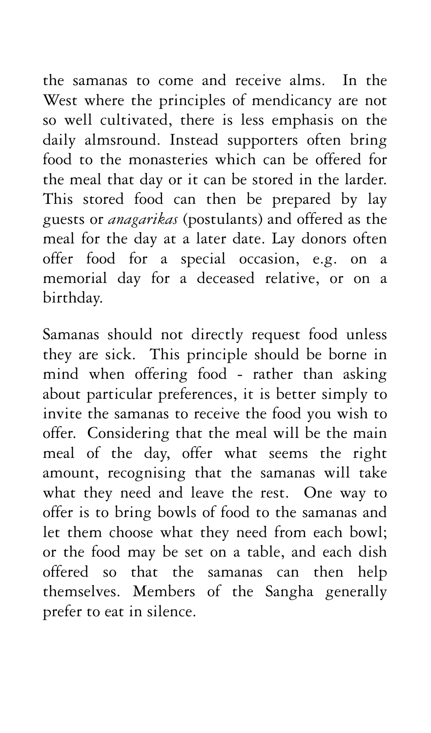the samanas to come and receive alms. In the West where the principles of mendicancy are not so well cultivated, there is less emphasis on the daily almsround. Instead supporters often bring food to the monasteries which can be offered for the meal that day or it can be stored in the larder. This stored food can then be prepared by lay guests or *anagarikas* (postulants) and offered as the meal for the day at a later date. Lay donors often offer food for a special occasion, e.g. on a memorial day for a deceased relative, or on a birthday.

Samanas should not directly request food unless they are sick. This principle should be borne in mind when offering food - rather than asking about particular preferences, it is better simply to invite the samanas to receive the food you wish to offer. Considering that the meal will be the main meal of the day, offer what seems the right amount, recognising that the samanas will take what they need and leave the rest. One way to offer is to bring bowls of food to the samanas and let them choose what they need from each bowl; or the food may be set on a table, and each dish offered so that the samanas can then help themselves. Members of the Sangha generally prefer to eat in silence.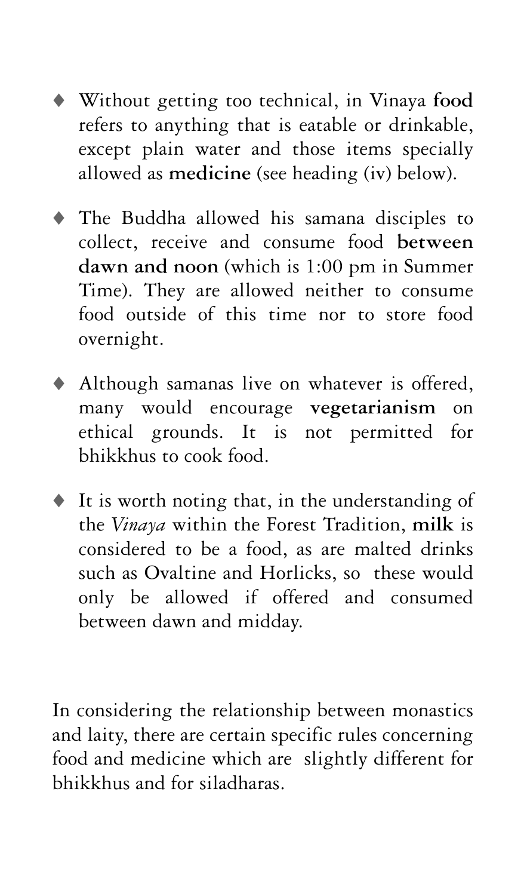- Without getting too technical, in Vinaya **food** refers to anything that is eatable or drinkable, except plain water and those items specially allowed as **medicine** (see heading (iv) below).
- The Buddha allowed his samana disciples to collect, receive and consume food **between dawn and noon** (which is 1:00 pm in Summer Time). They are allowed neither to consume food outside of this time nor to store food overnight.
- Although samanas live on whatever is offered, many would encourage **vegetarianism** on ethical grounds. It is not permitted for bhikkhus to cook food.
- It is worth noting that, in the understanding of the *Vinaya* within the Forest Tradition, **milk** is considered to be a food, as are malted drinks such as Ovaltine and Horlicks, so these would only be allowed if offered and consumed between dawn and midday.

In considering the relationship between monastics and laity, there are certain specific rules concerning food and medicine which are slightly different for bhikkhus and for siladharas.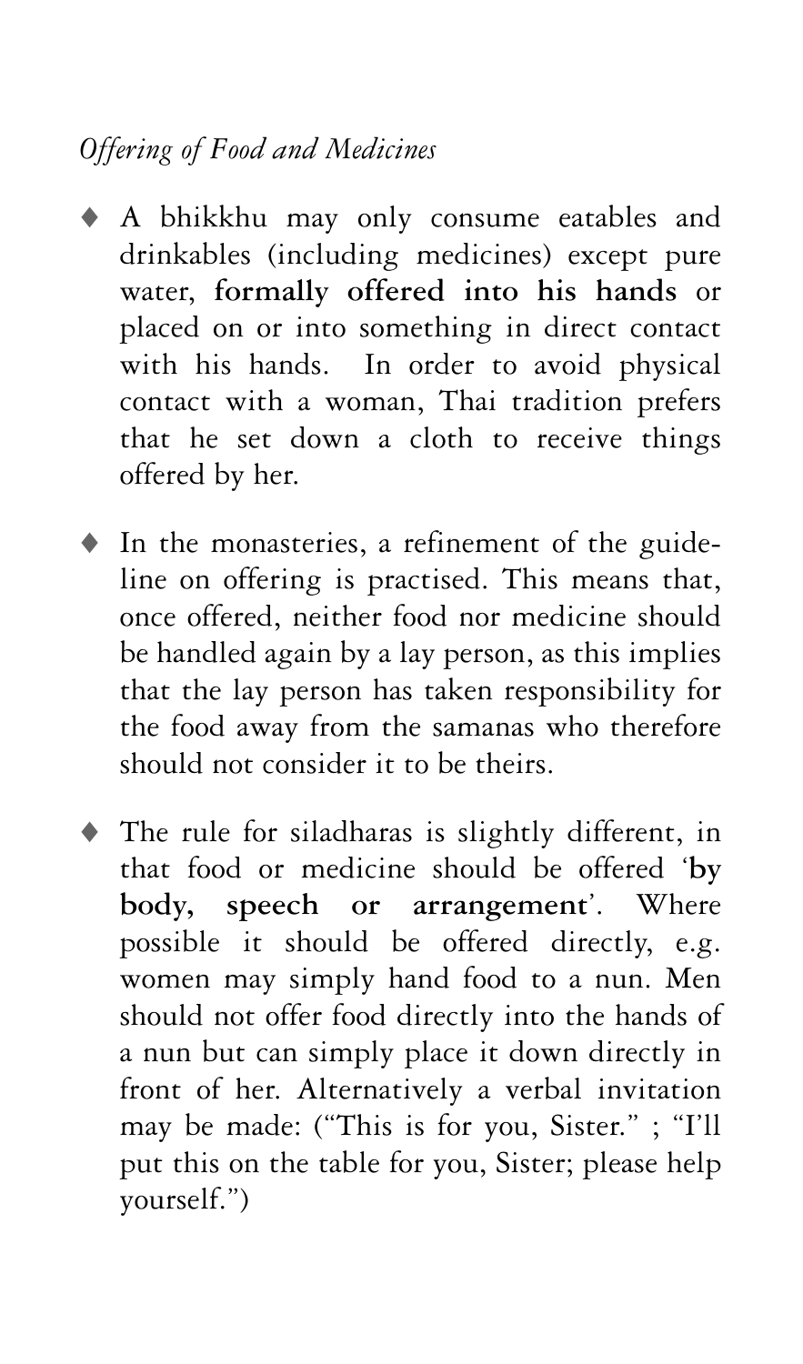*Offering of Food and Medicines*

- A bhikkhu may only consume eatables and drinkables (including medicines) except pure water, **formally offered into his hands** or placed on or into something in direct contact with his hands. In order to avoid physical contact with a woman, Thai tradition prefers that he set down a cloth to receive things offered by her.

- In the monasteries, a refinement of the guideline on offering is practised. This means that, once offered, neither food nor medicine should be handled again by a lay person, as this implies that the lay person has taken responsibility for the food away from the samanas who therefore should not consider it to be theirs.

- The rule for siladharas is slightly different, in that food or medicine should be offered '**by body, speech or arrangement**'. Where possible it should be offered directly, e.g. women may simply hand food to a nun. Men should not offer food directly into the hands of a nun but can simply place it down directly in front of her. Alternatively a verbal invitation may be made: ("This is for you, Sister." ; "I'll put this on the table for you, Sister; please help yourself.")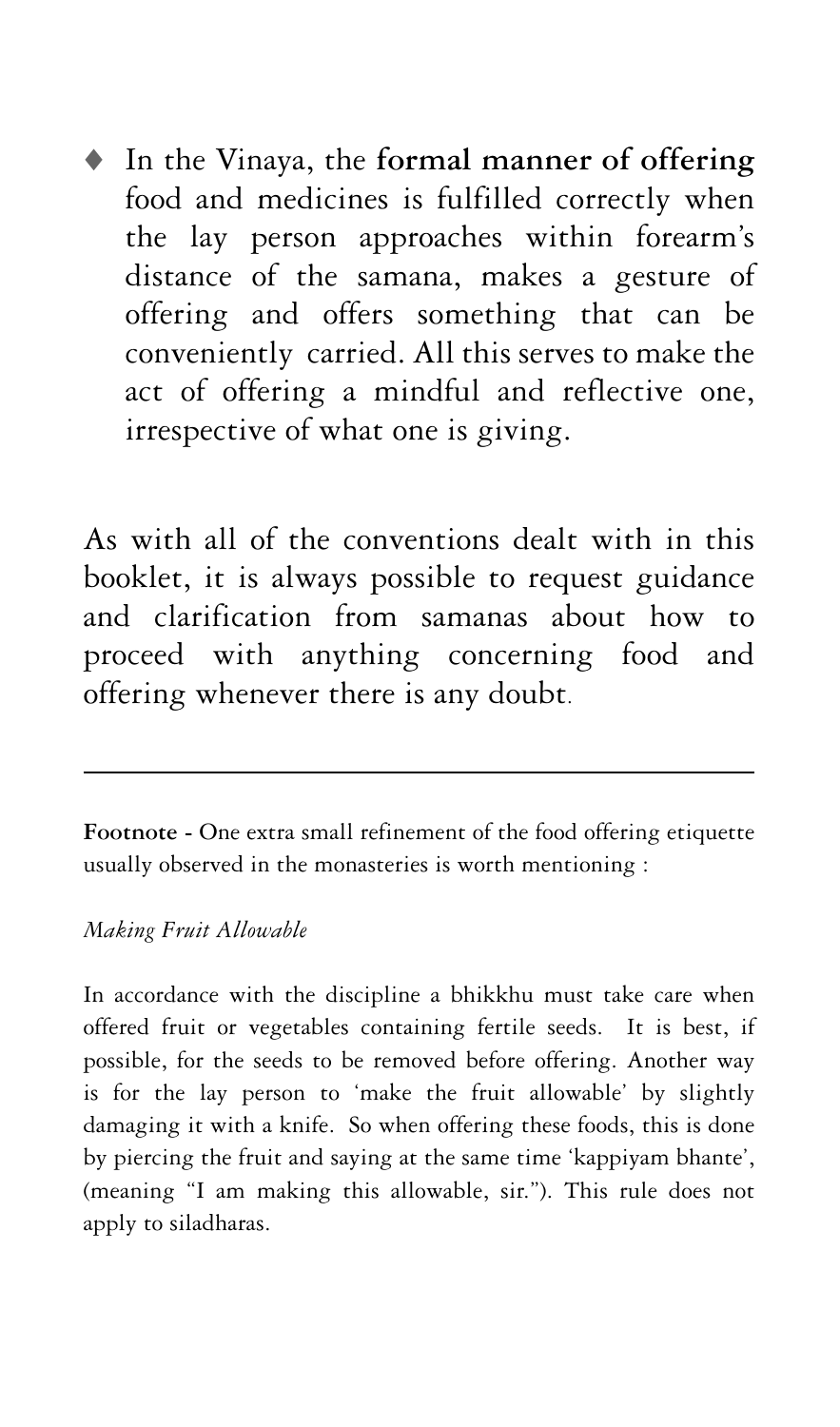- In the Vinaya, the **formal manner of offering** food and medicines is fulfilled correctly when the lay person approaches within forearm's distance of the samana, makes a gesture of offering and offers something that can be conveniently carried. All this serves to make the act of offering a mindful and reflective one, irrespective of what one is giving.

As with all of the conventions dealt with in this booklet, it is always possible to request guidance and clarification from samanas about how to proceed with anything concerning food and offering whenever there is any doubt.

---

**Footnote -** One extra small refinement of the food offering etiquette usually observed in the monasteries is worth mentioning :

*Making Fruit Allowable*

In accordance with the discipline a bhikkhu must take care when offered fruit or vegetables containing fertile seeds. It is best, if possible, for the seeds to be removed before offering. Another way is for the lay person to 'make the fruit allowable' by slightly damaging it with a knife. So when offering these foods, this is done by piercing the fruit and saying at the same time 'kappiyam bhante', (meaning "I am making this allowable, sir."). This rule does not apply to siladharas.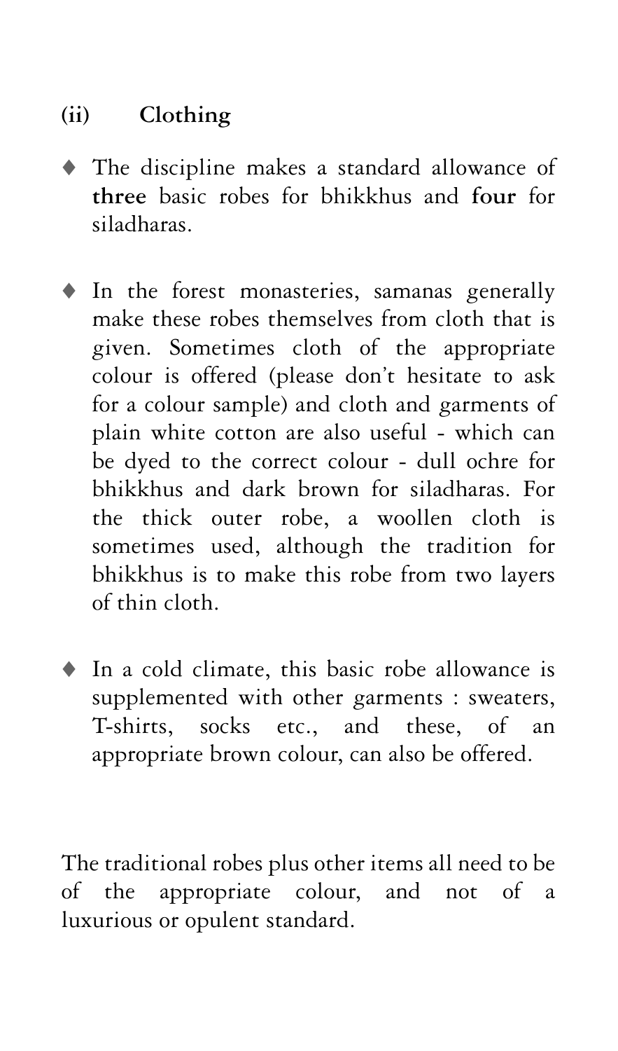### (ii) Clothing

- The discipline makes a standard allowance of **three** basic robes for bhikkhus and **four** for siladharas.

- In the forest monasteries, samanas generally make these robes themselves from cloth that is given. Sometimes cloth of the appropriate colour is offered (please don't hesitate to ask for a colour sample) and cloth and garments of plain white cotton are also useful - which can be dyed to the correct colour - dull ochre for bhikkhus and dark brown for siladharas. For the thick outer robe, a woollen cloth is sometimes used, although the tradition for bhikkhus is to make this robe from two layers of thin cloth.

- In a cold climate, this basic robe allowance is supplemented with other garments : sweaters, T-shirts, socks etc., and these, of an appropriate brown colour, can also be offered.

The traditional robes plus other items all need to be of the appropriate colour, and not of a luxurious or opulent standard.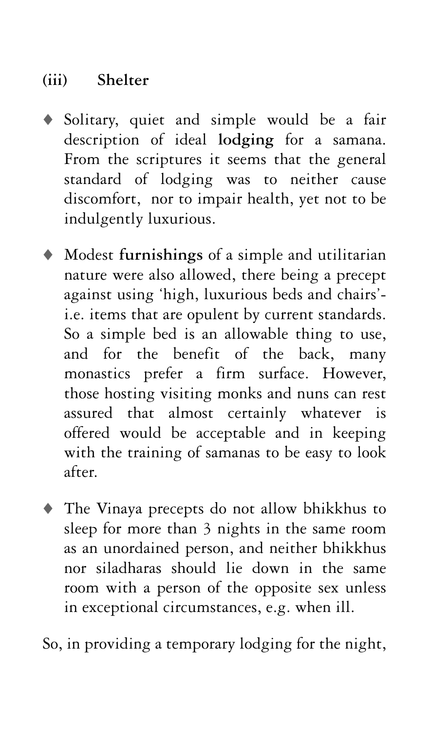### (iii) Shelter

- Solitary, quiet and simple would be a fair description of ideal **lodging** for a samana. From the scriptures it seems that the general standard of lodging was to neither cause discomfort, nor to impair health, yet not to be indulgently luxurious.

- Modest **furnishings** of a simple and utilitarian nature were also allowed, there being a precept against using 'high, luxurious beds and chairs'- i.e. items that are opulent by current standards. So a simple bed is an allowable thing to use, and for the benefit of the back, many monastics prefer a firm surface. However, those hosting visiting monks and nuns can rest assured that almost certainly whatever is offered would be acceptable and in keeping with the training of samanas to be easy to look after.

- The Vinaya precepts do not allow bhikkhus to sleep for more than 3 nights in the same room as an unordained person, and neither bhikkhus nor siladharas should lie down in the same room with a person of the opposite sex unless in exceptional circumstances, e.g. when ill.

So, in providing a temporary lodging for the night,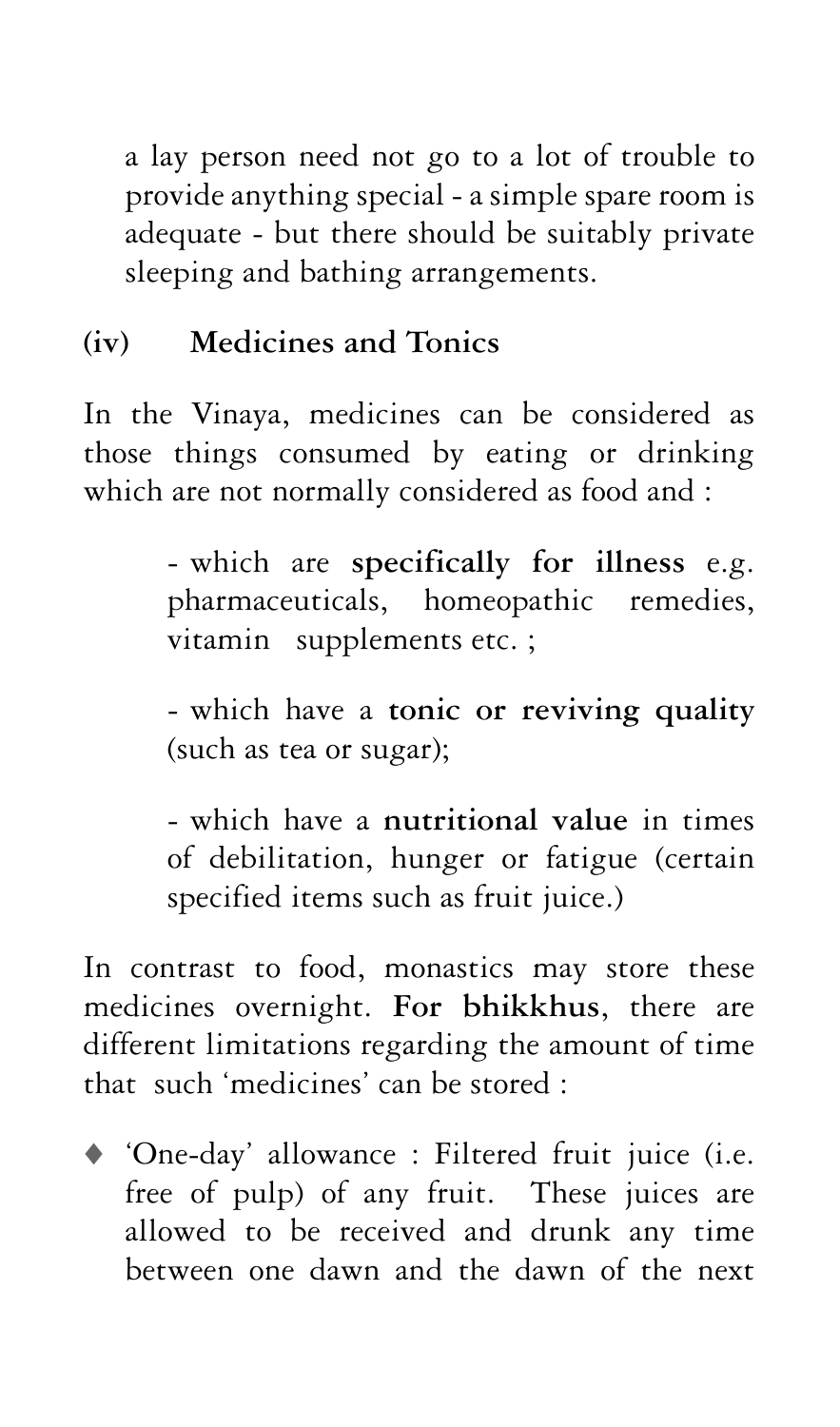a lay person need not go to a lot of trouble to provide anything special - a simple spare room is adequate - but there should be suitably private sleeping and bathing arrangements.

### (iv) Medicines and Tonics

In the Vinaya, medicines can be considered as those things consumed by eating or drinking which are not normally considered as food and :

- which are **specifically for illness** e.g. pharmaceuticals, homeopathic remedies, vitamin supplements etc. ;

- which have a **tonic or reviving quality** (such as tea or sugar);

- which have a **nutritional value** in times of debilitation, hunger or fatigue (certain specified items such as fruit juice.)

In contrast to food, monastics may store these medicines overnight. **For bhikkhus**, there are different limitations regarding the amount of time that such 'medicines' can be stored :

- 'One-day' allowance : Filtered fruit juice (i.e. free of pulp) of any fruit. These juices are allowed to be received and drunk any time between one dawn and the dawn of the next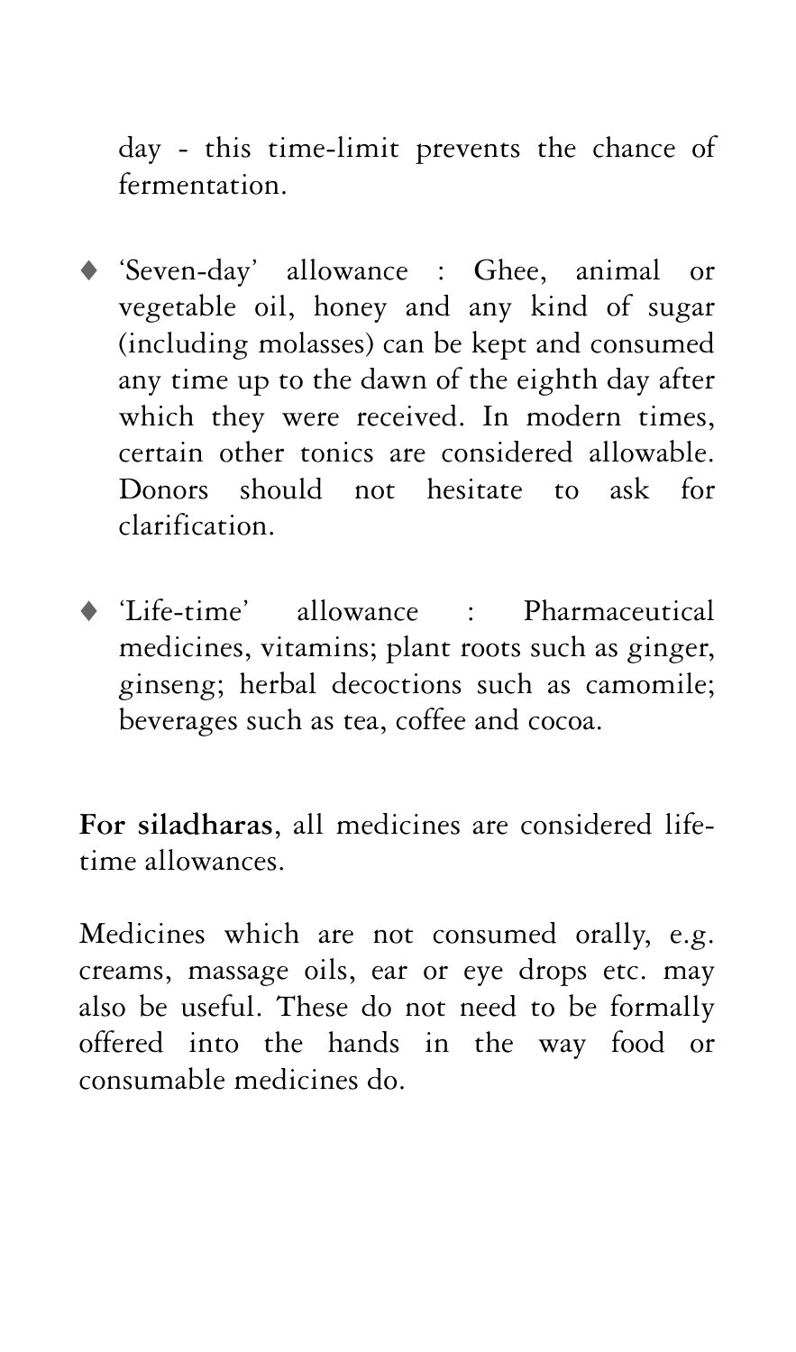day - this time-limit prevents the chance of fermentation.

- 'Seven-day' allowance : Ghee, animal or vegetable oil, honey and any kind of sugar (including molasses) can be kept and consumed any time up to the dawn of the eighth day after which they were received. In modern times, certain other tonics are considered allowable. Donors should not hesitate to ask for clarification.

- 'Life-time' allowance : Pharmaceutical medicines, vitamins; plant roots such as ginger, ginseng; herbal decoctions such as camomile; beverages such as tea, coffee and cocoa.

**For siladharas**, all medicines are considered life-time allowances.

Medicines which are not consumed orally, e.g. creams, massage oils, ear or eye drops etc. may also be useful. These do not need to be formally offered into the hands in the way food or consumable medicines do.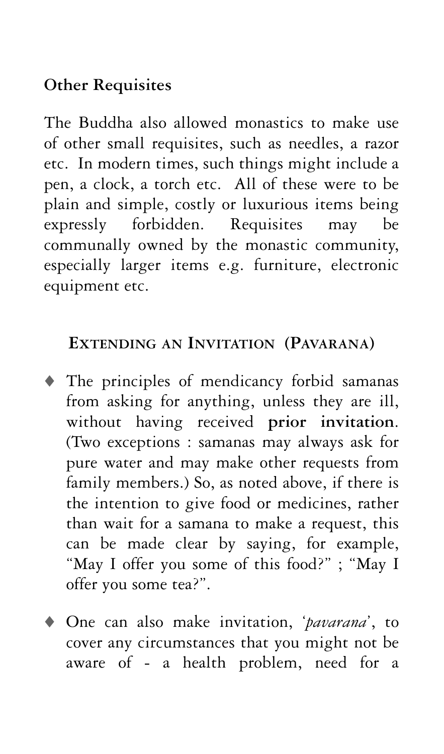**Other Requisites**

The Buddha also allowed monastics to make use of other small requisites, such as needles, a razor etc. In modern times, such things might include a pen, a clock, a torch etc. All of these were to be plain and simple, costly or luxurious items being expressly forbidden. Requisites may be communally owned by the monastic community, especially larger items e.g. furniture, electronic equipment etc.

## EXTENDING AN INVITATION (PAVARANA)

- The principles of mendicancy forbid samanas from asking for anything, unless they are ill, without having received **prior invitation**. (Two exceptions : samanas may always ask for pure water and may make other requests from family members.) So, as noted above, if there is the intention to give food or medicines, rather than wait for a samana to make a request, this can be made clear by saying, for example, "May I offer you some of this food?" ; "May I offer you some tea?".

- One can also make invitation, '*pavarana*', to cover any circumstances that you might not be aware of - a health problem, need for a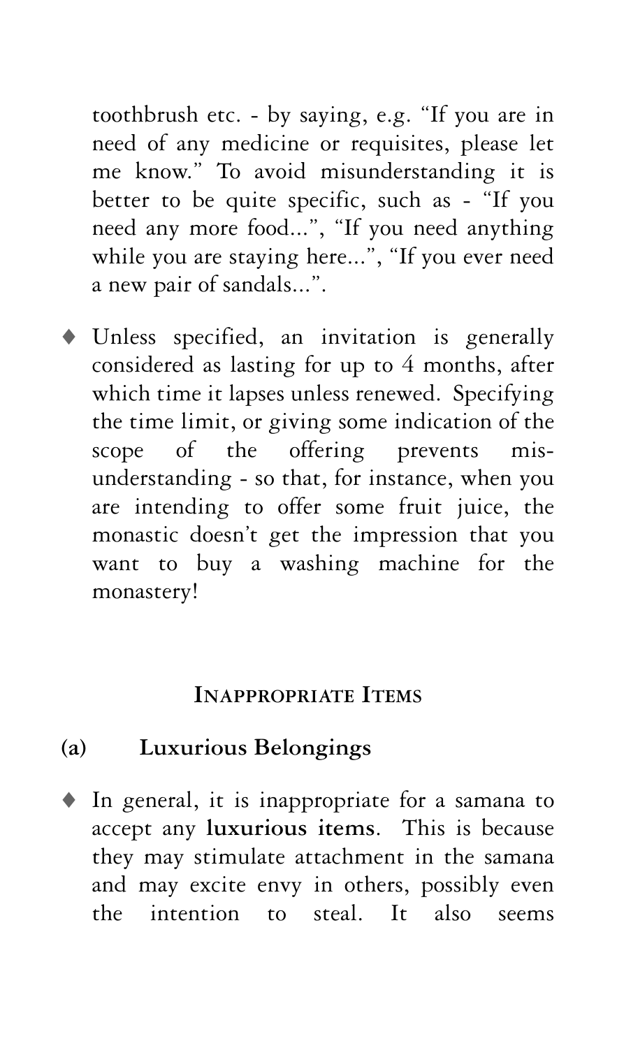toothbrush etc. - by saying, e.g. "If you are in need of any medicine or requisites, please let me know." To avoid misunderstanding it is better to be quite specific, such as - "If you need any more food...", "If you need anything while you are staying here...", "If you ever need a new pair of sandals...".

- Unless specified, an invitation is generally considered as lasting for up to 4 months, after which time it lapses unless renewed. Specifying the time limit, or giving some indication of the scope of the offering prevents mis-understanding - so that, for instance, when you are intending to offer some fruit juice, the monastic doesn't get the impression that you want to buy a washing machine for the monastery!

## Inappropriate Items

### (a) Luxurious Belongings

- In general, it is inappropriate for a samana to accept any **luxurious items**. This is because they may stimulate attachment in the samana and may excite envy in others, possibly even the intention to steal. It also seems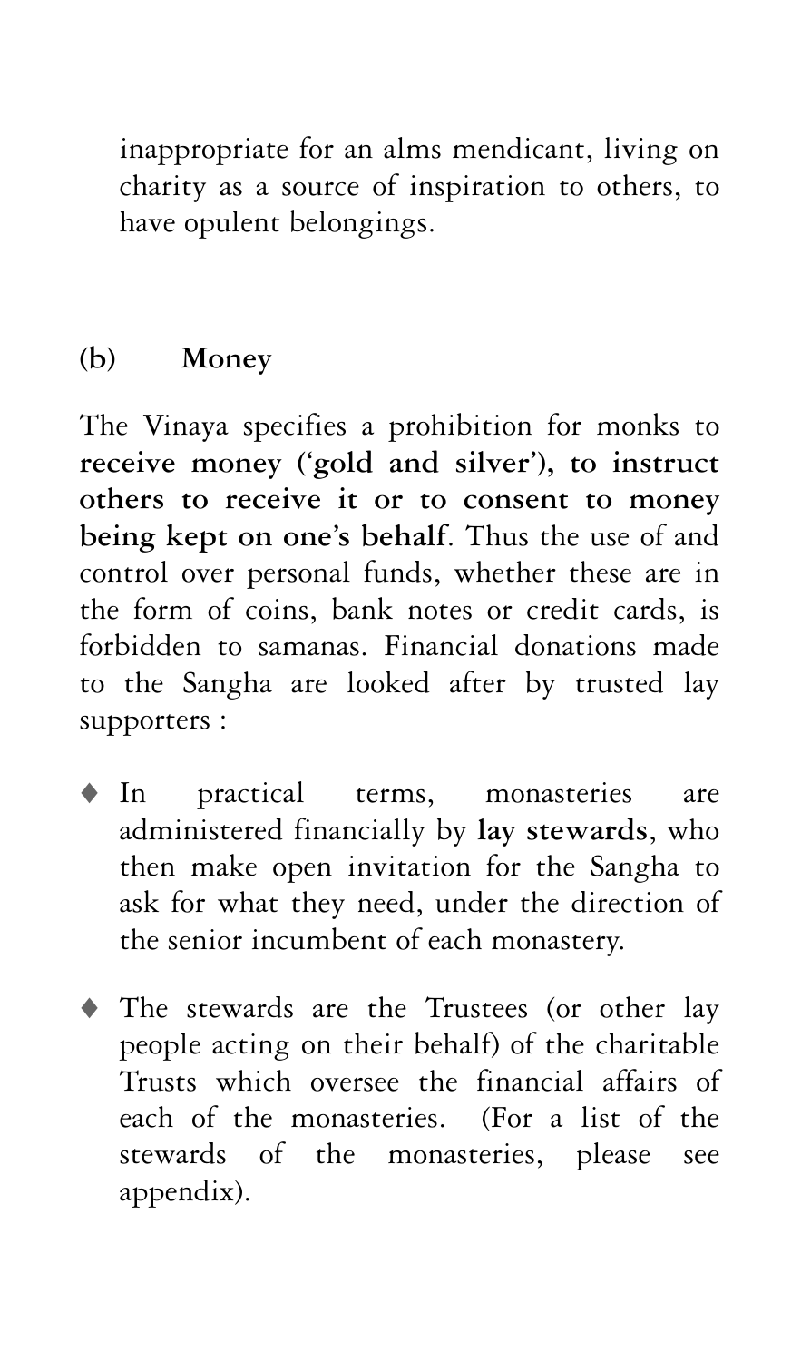inappropriate for an alms mendicant, living on charity as a source of inspiration to others, to have opulent belongings.

### (b) Money

The Vinaya specifies a prohibition for monks to **receive money ('gold and silver'), to instruct others to receive it or to consent to money being kept on one's behalf**. Thus the use of and control over personal funds, whether these are in the form of coins, bank notes or credit cards, is forbidden to samanas. Financial donations made to the Sangha are looked after by trusted lay supporters :

- In practical terms, monasteries are administered financially by **lay stewards**, who then make open invitation for the Sangha to ask for what they need, under the direction of the senior incumbent of each monastery.

- The stewards are the Trustees (or other lay people acting on their behalf) of the charitable Trusts which oversee the financial affairs of each of the monasteries. (For a list of the stewards of the monasteries, please see appendix).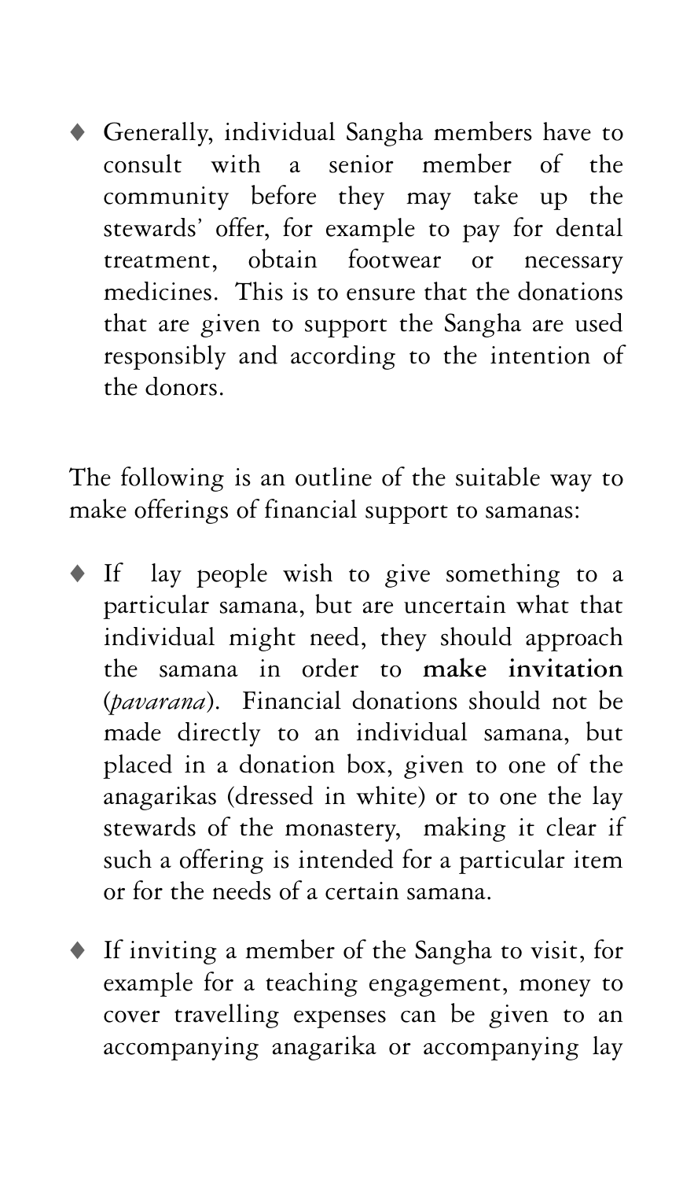- Generally, individual Sangha members have to consult with a senior member of the community before they may take up the stewards' offer, for example to pay for dental treatment, obtain footwear or necessary medicines. This is to ensure that the donations that are given to support the Sangha are used responsibly and according to the intention of the donors.

The following is an outline of the suitable way to make offerings of financial support to samanas:

- If lay people wish to give something to a particular samana, but are uncertain what that individual might need, they should approach the samana in order to **make invitation** (*pavarana*). Financial donations should not be made directly to an individual samana, but placed in a donation box, given to one of the anagarikas (dressed in white) or to one the lay stewards of the monastery, making it clear if such a offering is intended for a particular item or for the needs of a certain samana.

- If inviting a member of the Sangha to visit, for example for a teaching engagement, money to cover travelling expenses can be given to an accompanying anagarika or accompanying lay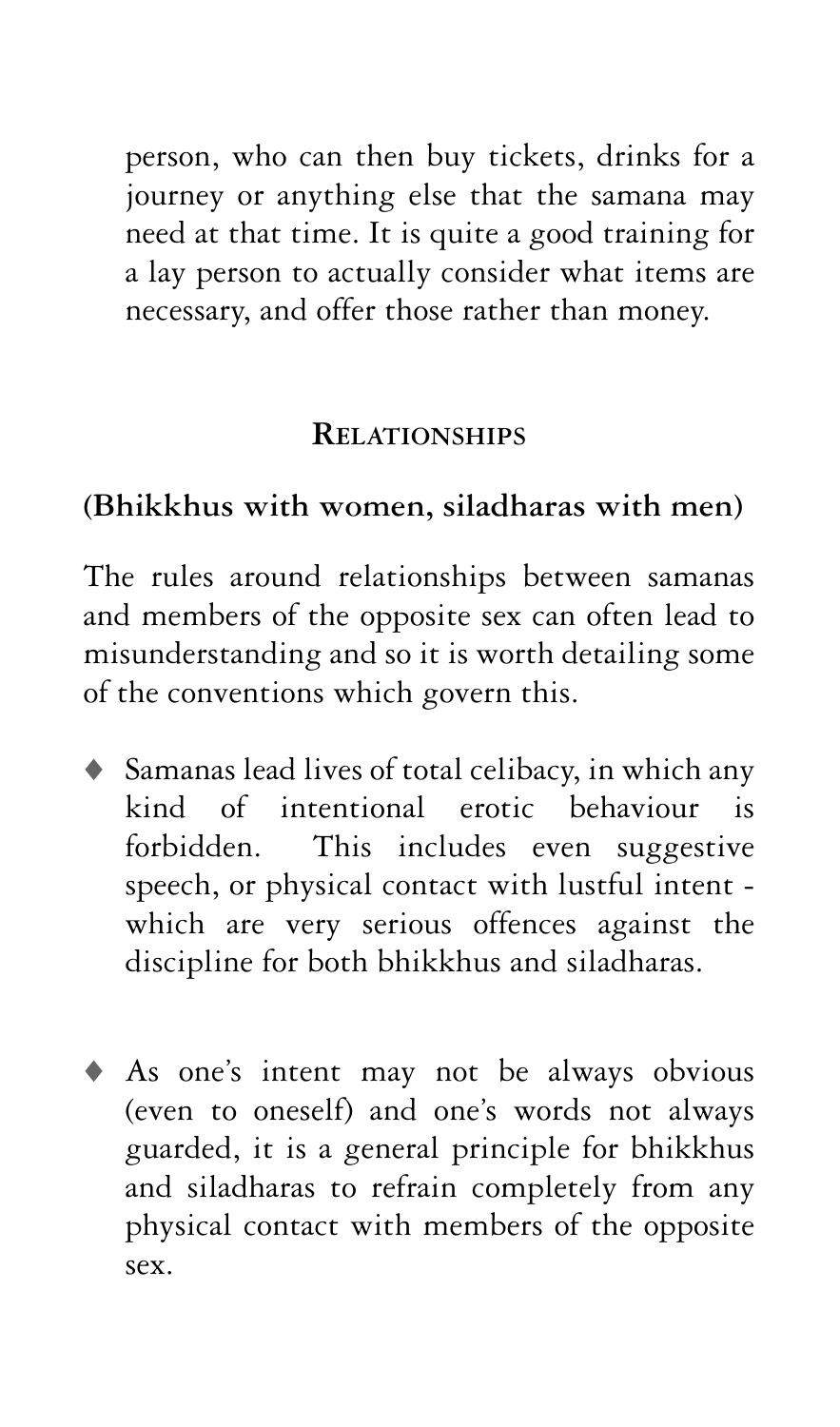person, who can then buy tickets, drinks for a journey or anything else that the samana may need at that time. It is quite a good training for a lay person to actually consider what items are necessary, and offer those rather than money.

## Relationships

**(Bhikkhus with women, siladharas with men)**

The rules around relationships between samanas and members of the opposite sex can often lead to misunderstanding and so it is worth detailing some of the conventions which govern this.

- Samanas lead lives of total celibacy, in which any kind of intentional erotic behaviour is forbidden. This includes even suggestive speech, or physical contact with lustful intent - which are very serious offences against the discipline for both bhikkhus and siladharas.

- As one's intent may not be always obvious (even to oneself) and one's words not always guarded, it is a general principle for bhikkhus and siladharas to refrain completely from any physical contact with members of the opposite sex.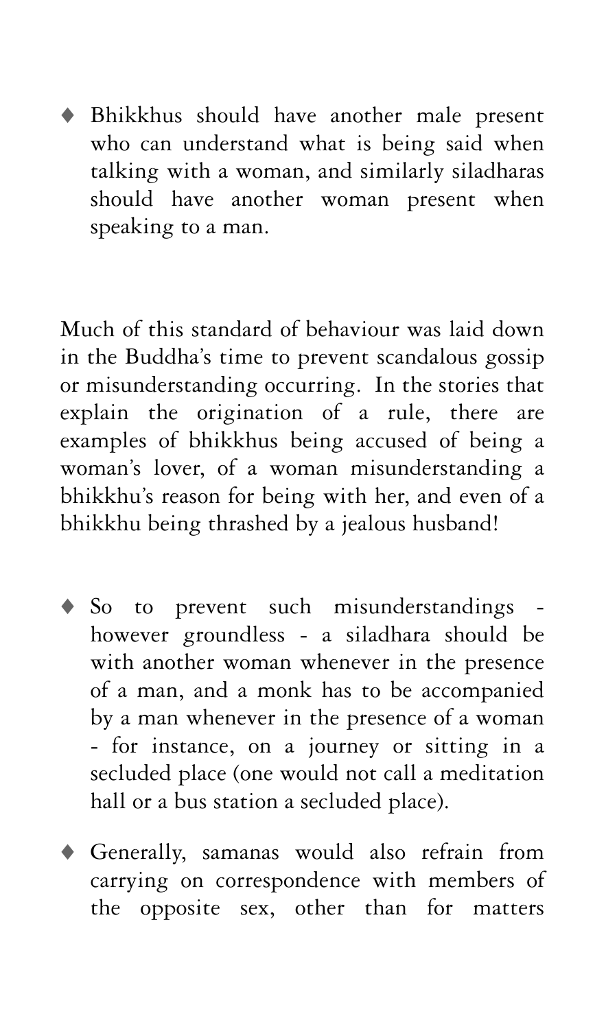- Bhikkhus should have another male present who can understand what is being said when talking with a woman, and similarly siladharas should have another woman present when speaking to a man.

Much of this standard of behaviour was laid down in the Buddha's time to prevent scandalous gossip or misunderstanding occurring. In the stories that explain the origination of a rule, there are examples of bhikkhus being accused of being a woman's lover, of a woman misunderstanding a bhikkhu's reason for being with her, and even of a bhikkhu being thrashed by a jealous husband!

- So to prevent such misunderstandings - however groundless - a siladhara should be with another woman whenever in the presence of a man, and a monk has to be accompanied by a man whenever in the presence of a woman - for instance, on a journey or sitting in a secluded place (one would not call a meditation hall or a bus station a secluded place).
- Generally, samanas would also refrain from carrying on correspondence with members of the opposite sex, other than for matters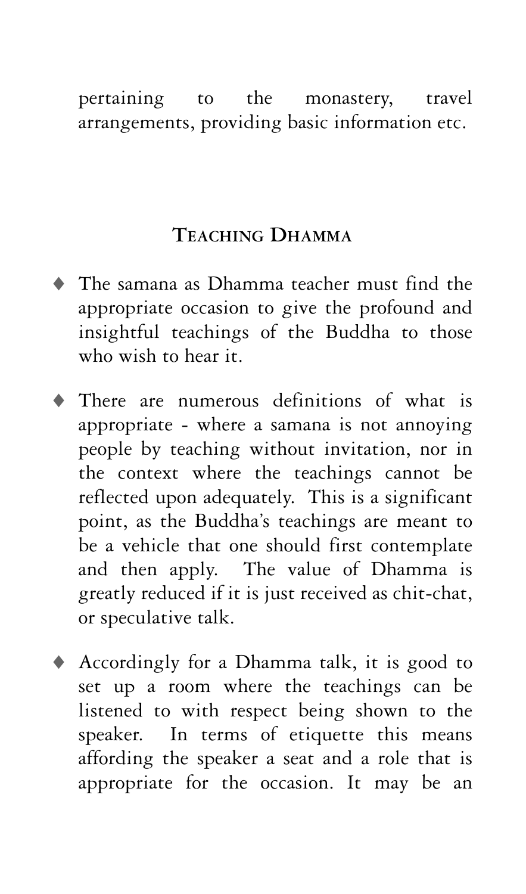pertaining to the monastery, travel arrangements, providing basic information etc.

## Teaching Dhamma

- The samana as Dhamma teacher must find the appropriate occasion to give the profound and insightful teachings of the Buddha to those who wish to hear it.

- There are numerous definitions of what is appropriate - where a samana is not annoying people by teaching without invitation, nor in the context where the teachings cannot be reflected upon adequately. This is a significant point, as the Buddha's teachings are meant to be a vehicle that one should first contemplate and then apply. The value of Dhamma is greatly reduced if it is just received as chit-chat, or speculative talk.

- Accordingly for a Dhamma talk, it is good to set up a room where the teachings can be listened to with respect being shown to the speaker. In terms of etiquette this means affording the speaker a seat and a role that is appropriate for the occasion. It may be an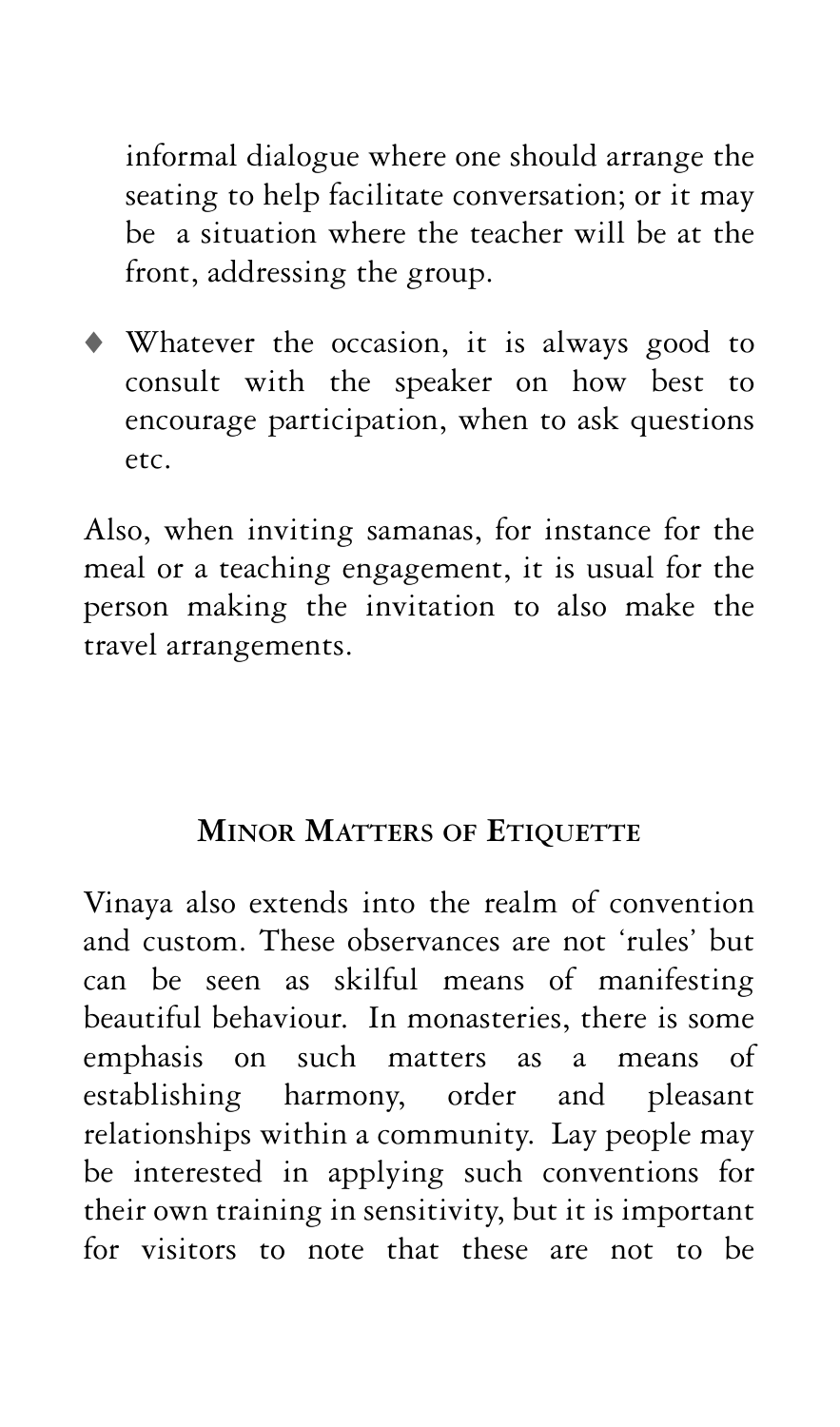informal dialogue where one should arrange the seating to help facilitate conversation; or it may be a situation where the teacher will be at the front, addressing the group.

- Whatever the occasion, it is always good to consult with the speaker on how best to encourage participation, when to ask questions etc.

Also, when inviting samanas, for instance for the meal or a teaching engagement, it is usual for the person making the invitation to also make the travel arrangements.

## Minor Matters of Etiquette

Vinaya also extends into the realm of convention and custom. These observances are not 'rules' but can be seen as skilful means of manifesting beautiful behaviour. In monasteries, there is some emphasis on such matters as a means of establishing harmony, order and pleasant relationships within a community. Lay people may be interested in applying such conventions for their own training in sensitivity, but it is important for visitors to note that these are not to be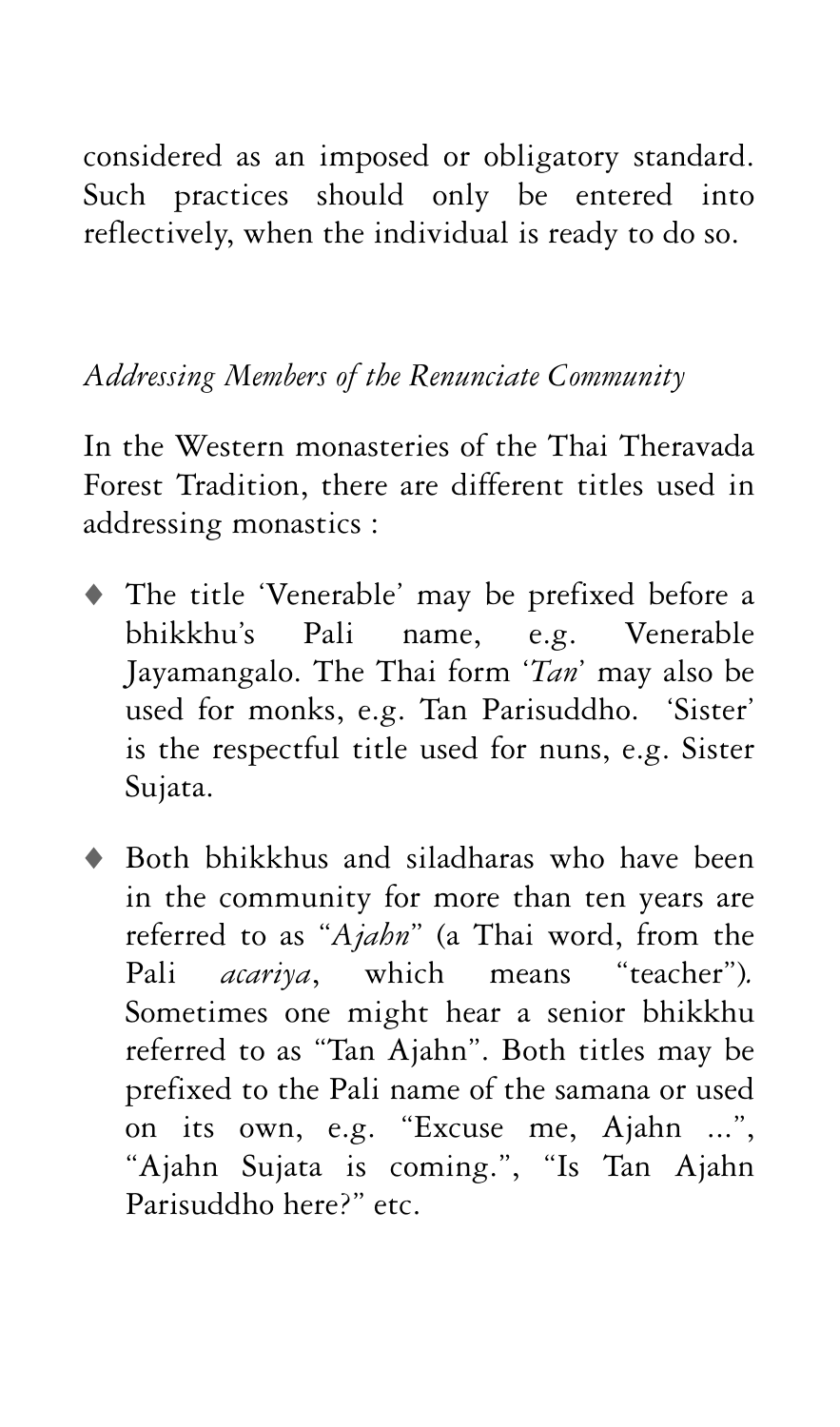considered as an imposed or obligatory standard. Such practices should only be entered into reflectively, when the individual is ready to do so.

*Addressing Members of the Renunciate Community*

In the Western monasteries of the Thai Theravada Forest Tradition, there are different titles used in addressing monastics :

- The title 'Venerable' may be prefixed before a bhikkhu's Pali name, e.g. Venerable Jayamangalo. The Thai form '*Tan*' may also be used for monks, e.g. Tan Parisuddho. 'Sister' is the respectful title used for nuns, e.g. Sister Sujata.

- Both bhikkhus and siladharas who have been in the community for more than ten years are referred to as "*Ajahn*" (a Thai word, from the Pali *acariya*, which means "teacher"). Sometimes one might hear a senior bhikkhu referred to as "Tan Ajahn". Both titles may be prefixed to the Pali name of the samana or used on its own, e.g. "Excuse me, Ajahn ...", "Ajahn Sujata is coming.", "Is Tan Ajahn Parisuddho here?" etc.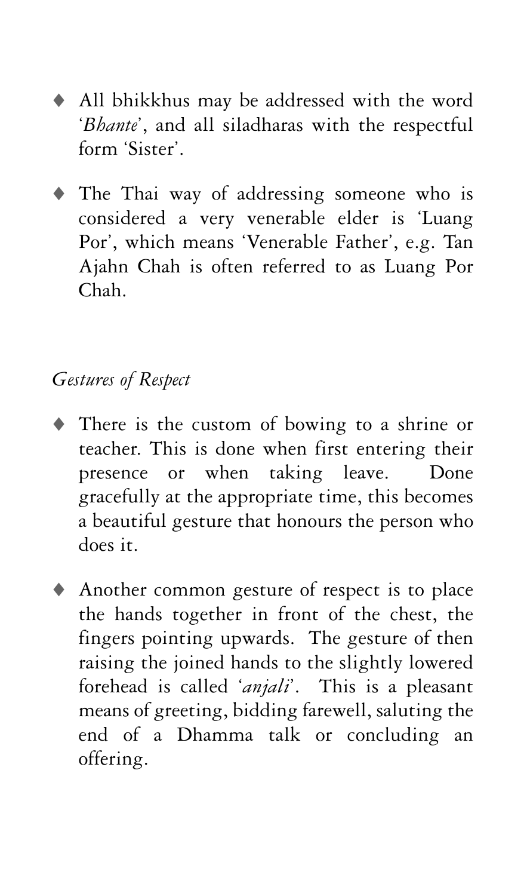- All bhikkhus may be addressed with the word '*Bhante*', and all siladharas with the respectful form 'Sister'.

- The Thai way of addressing someone who is considered a very venerable elder is 'Luang Por', which means 'Venerable Father', e.g. Tan Ajahn Chah is often referred to as Luang Por Chah.

*Gestures of Respect*

- There is the custom of bowing to a shrine or teacher. This is done when first entering their presence or when taking leave. Done gracefully at the appropriate time, this becomes a beautiful gesture that honours the person who does it.

- Another common gesture of respect is to place the hands together in front of the chest, the fingers pointing upwards. The gesture of then raising the joined hands to the slightly lowered forehead is called '*anjali*'. This is a pleasant means of greeting, bidding farewell, saluting the end of a Dhamma talk or concluding an offering.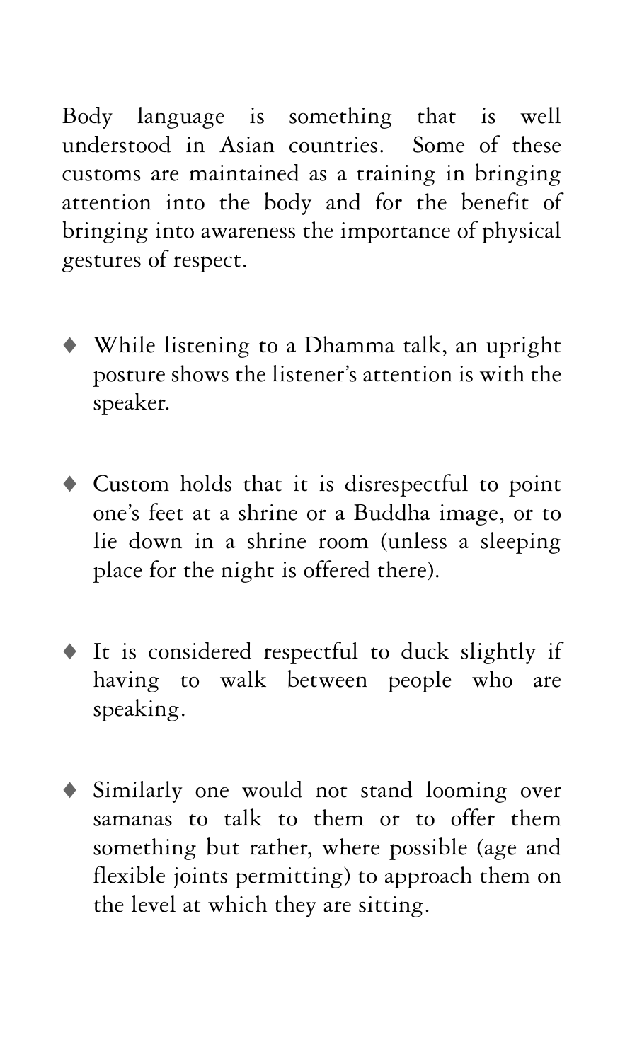Body language is something that is well understood in Asian countries. Some of these customs are maintained as a training in bringing attention into the body and for the benefit of bringing into awareness the importance of physical gestures of respect.

- While listening to a Dhamma talk, an upright posture shows the listener's attention is with the speaker.

- Custom holds that it is disrespectful to point one's feet at a shrine or a Buddha image, or to lie down in a shrine room (unless a sleeping place for the night is offered there).

- It is considered respectful to duck slightly if having to walk between people who are speaking.

- Similarly one would not stand looming over samanas to talk to them or to offer them something but rather, where possible (age and flexible joints permitting) to approach them on the level at which they are sitting.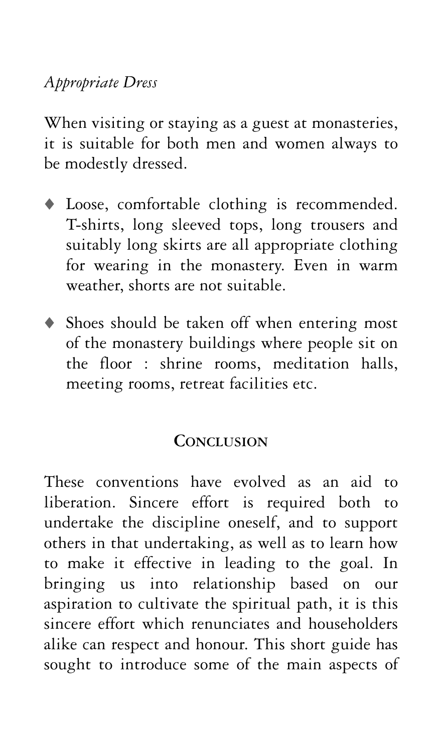*Appropriate Dress*

When visiting or staying as a guest at monasteries, it is suitable for both men and women always to be modestly dressed.

- Loose, comfortable clothing is recommended. T-shirts, long sleeved tops, long trousers and suitably long skirts are all appropriate clothing for wearing in the monastery. Even in warm weather, shorts are not suitable.

- Shoes should be taken off when entering most of the monastery buildings where people sit on the floor : shrine rooms, meditation halls, meeting rooms, retreat facilities etc.

## Conclusion

These conventions have evolved as an aid to liberation. Sincere effort is required both to undertake the discipline oneself, and to support others in that undertaking, as well as to learn how to make it effective in leading to the goal. In bringing us into relationship based on our aspiration to cultivate the spiritual path, it is this sincere effort which renunciates and householders alike can respect and honour. This short guide has sought to introduce some of the main aspects of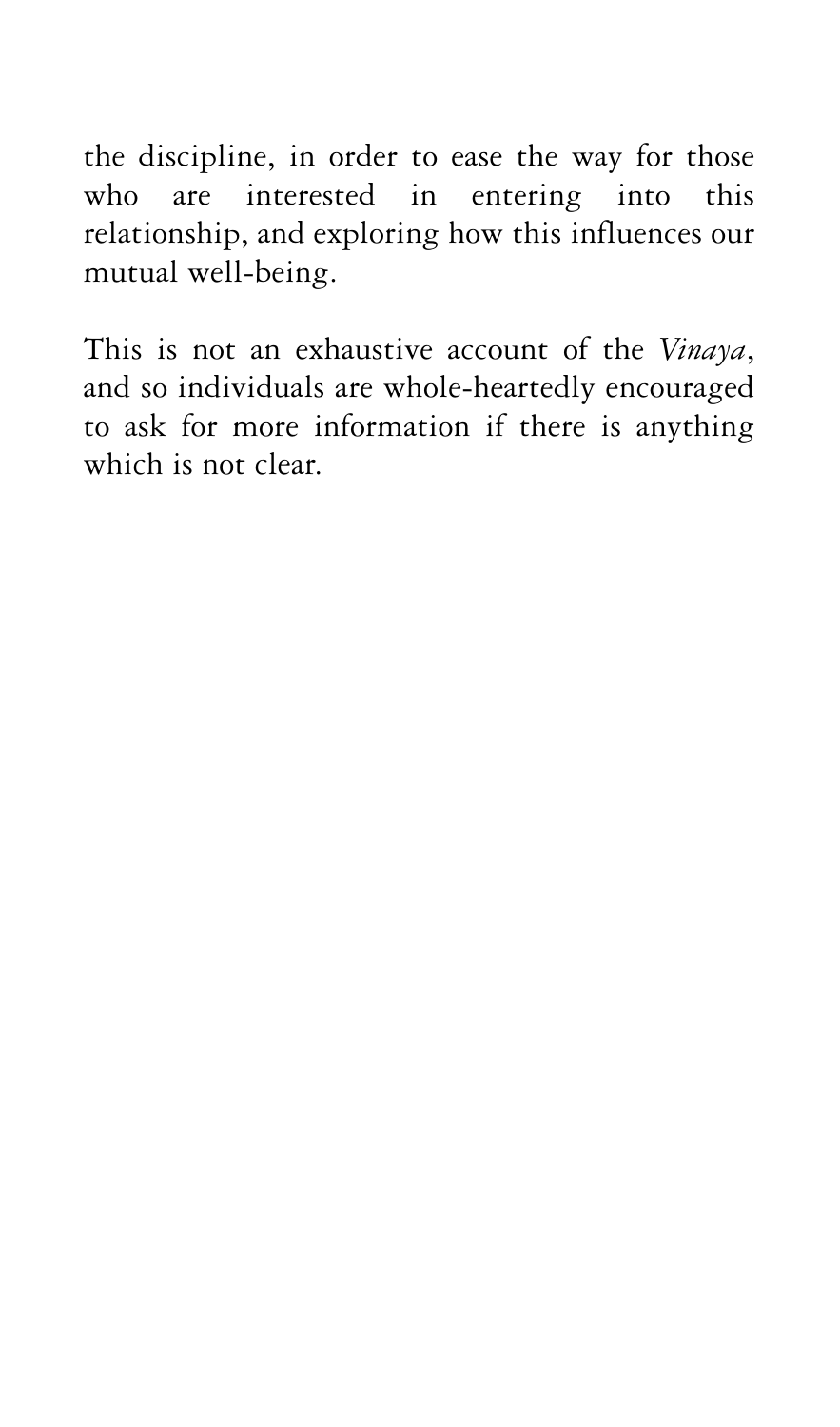the discipline, in order to ease the way for those who are interested in entering into this relationship, and exploring how this influences our mutual well-being.

This is not an exhaustive account of the *Vinaya*, and so individuals are whole-heartedly encouraged to ask for more information if there is anything which is not clear.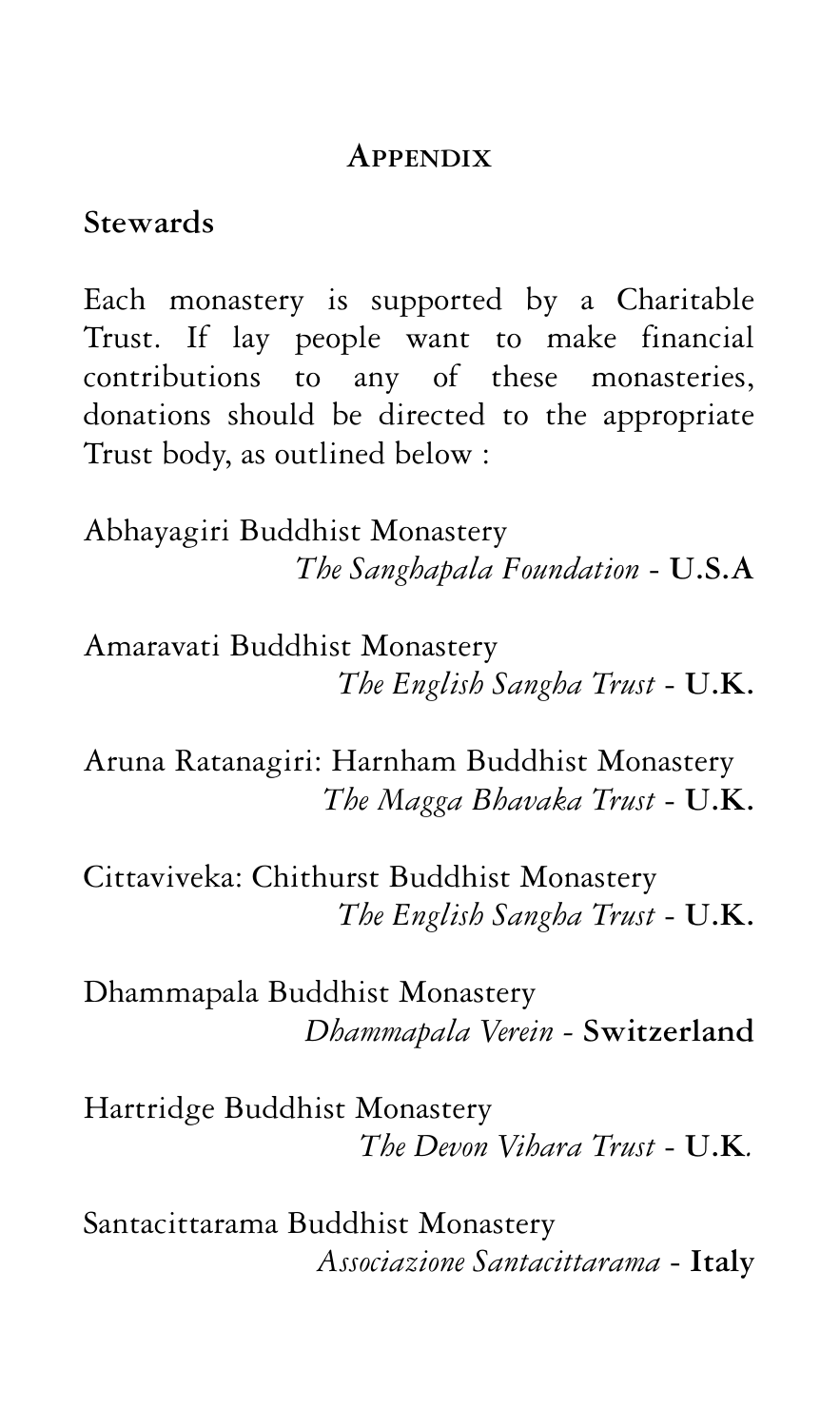# Appendix

## Stewards

Each monastery is supported by a Charitable Trust. If lay people want to make financial contributions to any of these monasteries, donations should be directed to the appropriate Trust body, as outlined below :

Abhayagiri Buddhist Monastery
*The Sanghapala Foundation* - **U.S.A**

Amaravati Buddhist Monastery
*The English Sangha Trust* - **U.K.**

Aruna Ratanagiri: Harnham Buddhist Monastery
*The Magga Bhavaka Trust* - **U.K.**

Cittaviveka: Chithurst Buddhist Monastery
*The English Sangha Trust* - **U.K.**

Dhammapala Buddhist Monastery
*Dhammapala Verein* - **Switzerland**

Hartridge Buddhist Monastery
*The Devon Vihara Trust* - **U.K.**

Santacittarama Buddhist Monastery
*Associazione Santacittarama* - **Italy**